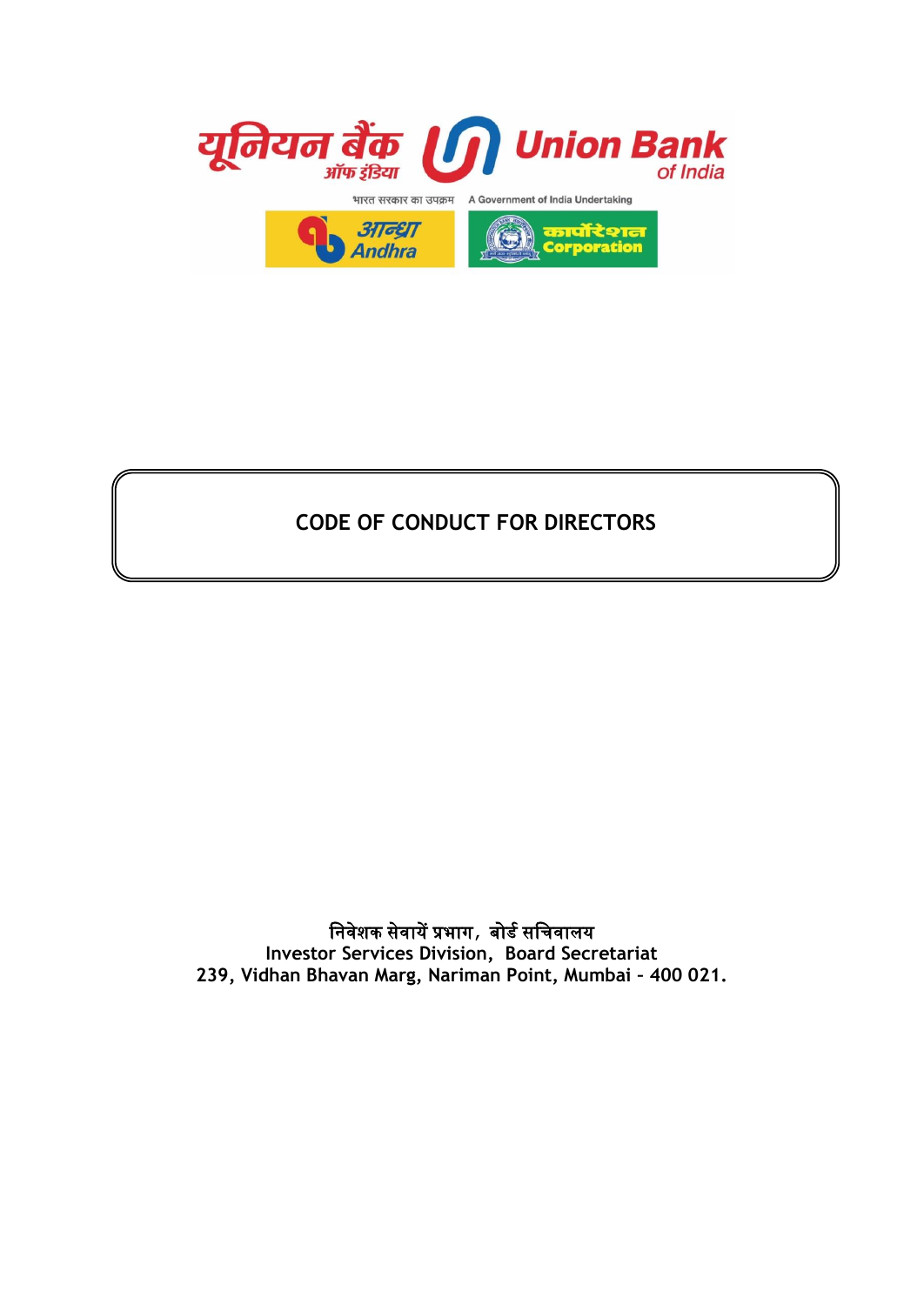यूनियन बैंक ऑफ इंडिया

Union Bank of India

भारत सरकार का उपक्रम A Government of India Undertaking

आन्ध्रा Andhra

कार्पोरेशन Corporation

# CODE OF CONDUCT FOR DIRECTORS

**निवेशक सेवायें प्रभाग, बोर्ड सचिवालय**
**Investor Services Division, Board Secretariat**
**239, Vidhan Bhavan Marg, Nariman Point, Mumbai – 400 021.**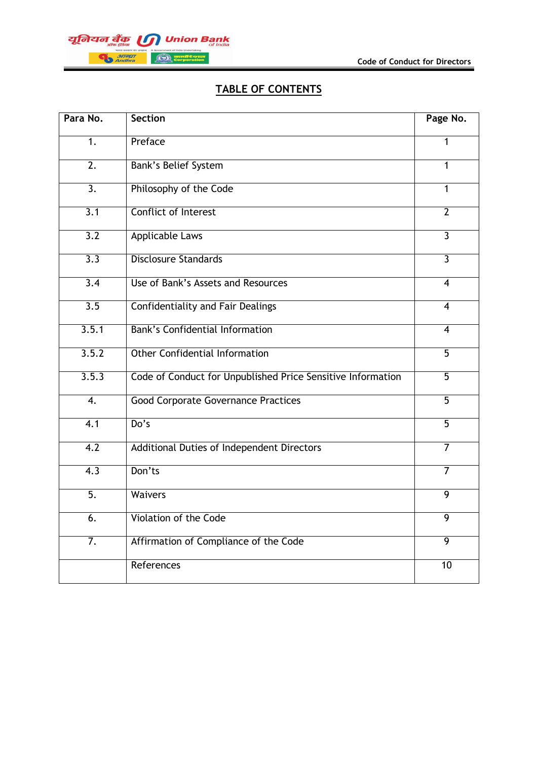# TABLE OF CONTENTS

| Para No. | Section | Page No. |
|---|---|---|
| 1. | Preface | 1 |
| 2. | Bank's Belief System | 1 |
| 3. | Philosophy of the Code | 1 |
| 3.1 | Conflict of Interest | 2 |
| 3.2 | Applicable Laws | 3 |
| 3.3 | Disclosure Standards | 3 |
| 3.4 | Use of Bank's Assets and Resources | 4 |
| 3.5 | Confidentiality and Fair Dealings | 4 |
| 3.5.1 | Bank's Confidential Information | 4 |
| 3.5.2 | Other Confidential Information | 5 |
| 3.5.3 | Code of Conduct for Unpublished Price Sensitive Information | 5 |
| 4. | Good Corporate Governance Practices | 5 |
| 4.1 | Do's | 5 |
| 4.2 | Additional Duties of Independent Directors | 7 |
| 4.3 | Don'ts | 7 |
| 5. | Waivers | 9 |
| 6. | Violation of the Code | 9 |
| 7. | Affirmation of Compliance of the Code | 9 |
| | References | 10 |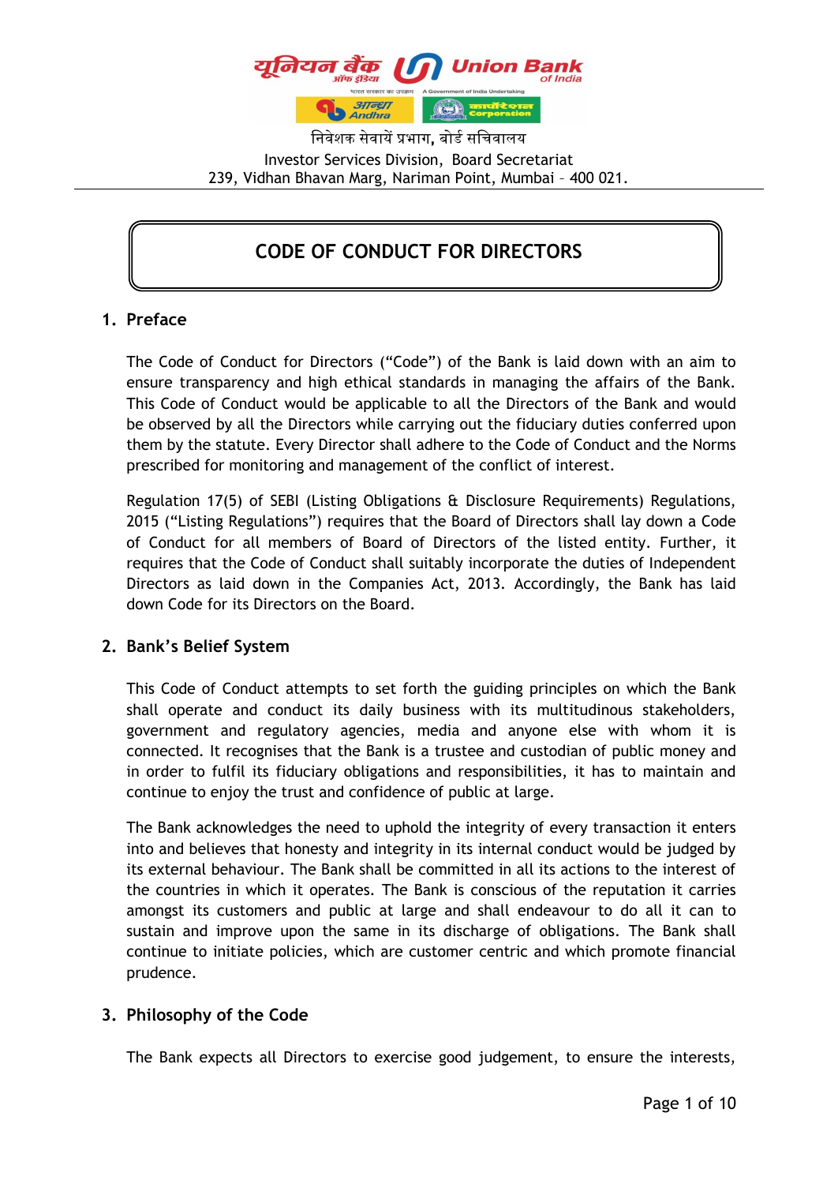यूनियन बैंक ऑफ इंडिया
Union Bank of India

निवेशक सेवायें प्रभाग, बोर्ड सचिवालय
Investor Services Division, Board Secretariat
239, Vidhan Bhavan Marg, Nariman Point, Mumbai – 400 021.

# CODE OF CONDUCT FOR DIRECTORS

## 1. Preface

The Code of Conduct for Directors ("Code") of the Bank is laid down with an aim to ensure transparency and high ethical standards in managing the affairs of the Bank. This Code of Conduct would be applicable to all the Directors of the Bank and would be observed by all the Directors while carrying out the fiduciary duties conferred upon them by the statute. Every Director shall adhere to the Code of Conduct and the Norms prescribed for monitoring and management of the conflict of interest.

Regulation 17(5) of SEBI (Listing Obligations & Disclosure Requirements) Regulations, 2015 ("Listing Regulations") requires that the Board of Directors shall lay down a Code of Conduct for all members of Board of Directors of the listed entity. Further, it requires that the Code of Conduct shall suitably incorporate the duties of Independent Directors as laid down in the Companies Act, 2013. Accordingly, the Bank has laid down Code for its Directors on the Board.

## 2. Bank's Belief System

This Code of Conduct attempts to set forth the guiding principles on which the Bank shall operate and conduct its daily business with its multitudinous stakeholders, government and regulatory agencies, media and anyone else with whom it is connected. It recognises that the Bank is a trustee and custodian of public money and in order to fulfil its fiduciary obligations and responsibilities, it has to maintain and continue to enjoy the trust and confidence of public at large.

The Bank acknowledges the need to uphold the integrity of every transaction it enters into and believes that honesty and integrity in its internal conduct would be judged by its external behaviour. The Bank shall be committed in all its actions to the interest of the countries in which it operates. The Bank is conscious of the reputation it carries amongst its customers and public at large and shall endeavour to do all it can to sustain and improve upon the same in its discharge of obligations. The Bank shall continue to initiate policies, which are customer centric and which promote financial prudence.

## 3. Philosophy of the Code

The Bank expects all Directors to exercise good judgement, to ensure the interests,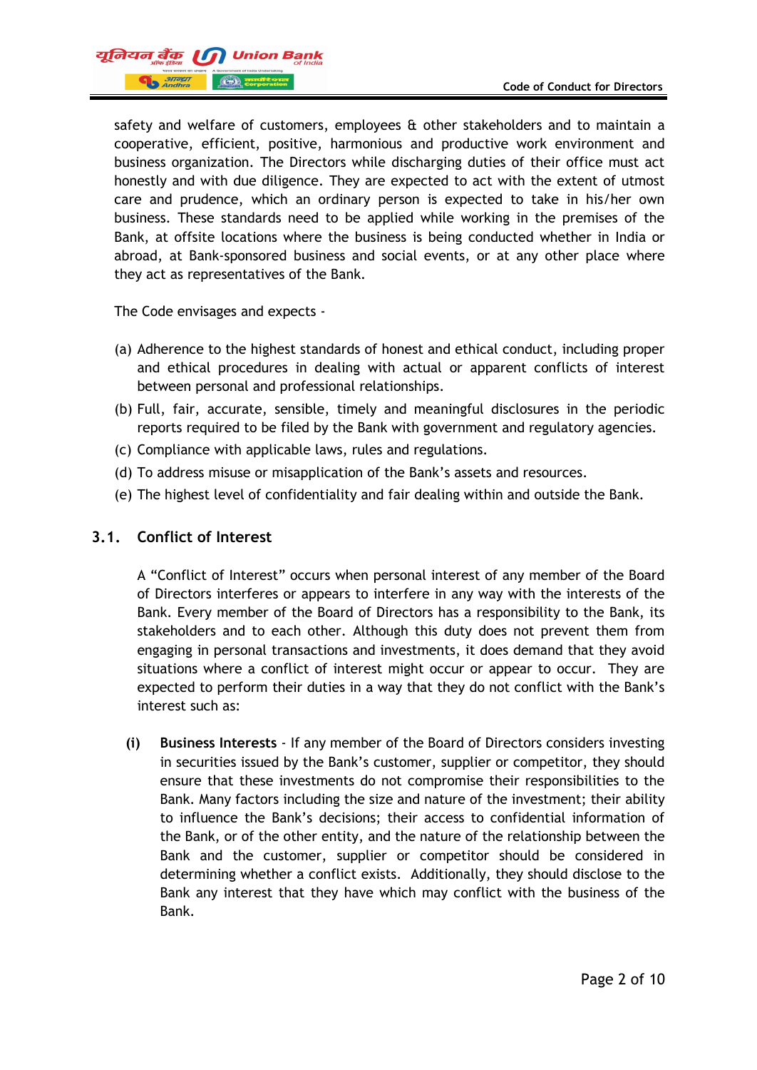safety and welfare of customers, employees & other stakeholders and to maintain a cooperative, efficient, positive, harmonious and productive work environment and business organization. The Directors while discharging duties of their office must act honestly and with due diligence. They are expected to act with the extent of utmost care and prudence, which an ordinary person is expected to take in his/her own business. These standards need to be applied while working in the premises of the Bank, at offsite locations where the business is being conducted whether in India or abroad, at Bank-sponsored business and social events, or at any other place where they act as representatives of the Bank.

The Code envisages and expects -

(a) Adherence to the highest standards of honest and ethical conduct, including proper and ethical procedures in dealing with actual or apparent conflicts of interest between personal and professional relationships.

(b) Full, fair, accurate, sensible, timely and meaningful disclosures in the periodic reports required to be filed by the Bank with government and regulatory agencies.

(c) Compliance with applicable laws, rules and regulations.

(d) To address misuse or misapplication of the Bank's assets and resources.

(e) The highest level of confidentiality and fair dealing within and outside the Bank.

## 3.1. Conflict of Interest

A "Conflict of Interest" occurs when personal interest of any member of the Board of Directors interferes or appears to interfere in any way with the interests of the Bank. Every member of the Board of Directors has a responsibility to the Bank, its stakeholders and to each other. Although this duty does not prevent them from engaging in personal transactions and investments, it does demand that they avoid situations where a conflict of interest might occur or appear to occur. They are expected to perform their duties in a way that they do not conflict with the Bank's interest such as:

**(i) Business Interests** - If any member of the Board of Directors considers investing in securities issued by the Bank's customer, supplier or competitor, they should ensure that these investments do not compromise their responsibilities to the Bank. Many factors including the size and nature of the investment; their ability to influence the Bank's decisions; their access to confidential information of the Bank, or of the other entity, and the nature of the relationship between the Bank and the customer, supplier or competitor should be considered in determining whether a conflict exists. Additionally, they should disclose to the Bank any interest that they have which may conflict with the business of the Bank.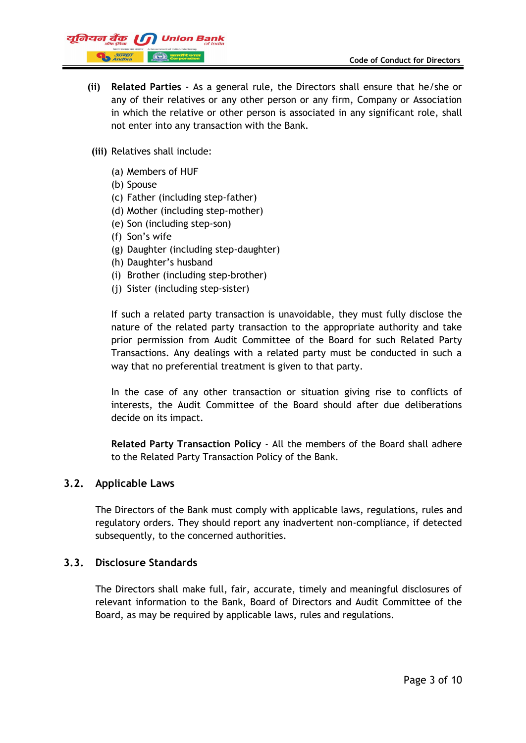**(ii)** **Related Parties** - As a general rule, the Directors shall ensure that he/she or any of their relatives or any other person or any firm, Company or Association in which the relative or other person is associated in any significant role, shall not enter into any transaction with the Bank.

**(iii)** Relatives shall include:

(a) Members of HUF
(b) Spouse
(c) Father (including step-father)
(d) Mother (including step-mother)
(e) Son (including step-son)
(f) Son's wife
(g) Daughter (including step-daughter)
(h) Daughter's husband
(i) Brother (including step-brother)
(j) Sister (including step-sister)

If such a related party transaction is unavoidable, they must fully disclose the nature of the related party transaction to the appropriate authority and take prior permission from Audit Committee of the Board for such Related Party Transactions. Any dealings with a related party must be conducted in such a way that no preferential treatment is given to that party.

In the case of any other transaction or situation giving rise to conflicts of interests, the Audit Committee of the Board should after due deliberations decide on its impact.

**Related Party Transaction Policy** - All the members of the Board shall adhere to the Related Party Transaction Policy of the Bank.

## 3.2. Applicable Laws

The Directors of the Bank must comply with applicable laws, regulations, rules and regulatory orders. They should report any inadvertent non-compliance, if detected subsequently, to the concerned authorities.

## 3.3. Disclosure Standards

The Directors shall make full, fair, accurate, timely and meaningful disclosures of relevant information to the Bank, Board of Directors and Audit Committee of the Board, as may be required by applicable laws, rules and regulations.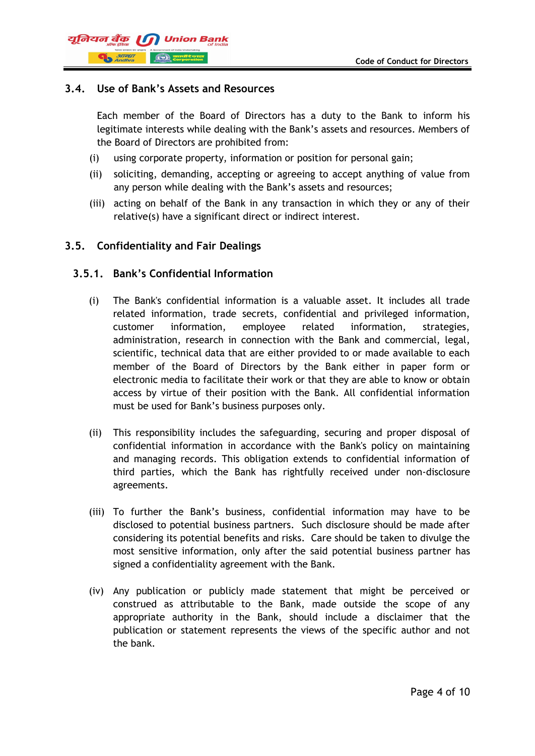### 3.4. Use of Bank's Assets and Resources

Each member of the Board of Directors has a duty to the Bank to inform his legitimate interests while dealing with the Bank's assets and resources. Members of the Board of Directors are prohibited from:

(i) using corporate property, information or position for personal gain;

(ii) soliciting, demanding, accepting or agreeing to accept anything of value from any person while dealing with the Bank's assets and resources;

(iii) acting on behalf of the Bank in any transaction in which they or any of their relative(s) have a significant direct or indirect interest.

### 3.5. Confidentiality and Fair Dealings

#### 3.5.1. Bank's Confidential Information

(i) The Bank's confidential information is a valuable asset. It includes all trade related information, trade secrets, confidential and privileged information, customer information, employee related information, strategies, administration, research in connection with the Bank and commercial, legal, scientific, technical data that are either provided to or made available to each member of the Board of Directors by the Bank either in paper form or electronic media to facilitate their work or that they are able to know or obtain access by virtue of their position with the Bank. All confidential information must be used for Bank's business purposes only.

(ii) This responsibility includes the safeguarding, securing and proper disposal of confidential information in accordance with the Bank's policy on maintaining and managing records. This obligation extends to confidential information of third parties, which the Bank has rightfully received under non-disclosure agreements.

(iii) To further the Bank's business, confidential information may have to be disclosed to potential business partners. Such disclosure should be made after considering its potential benefits and risks. Care should be taken to divulge the most sensitive information, only after the said potential business partner has signed a confidentiality agreement with the Bank.

(iv) Any publication or publicly made statement that might be perceived or construed as attributable to the Bank, made outside the scope of any appropriate authority in the Bank, should include a disclaimer that the publication or statement represents the views of the specific author and not the bank.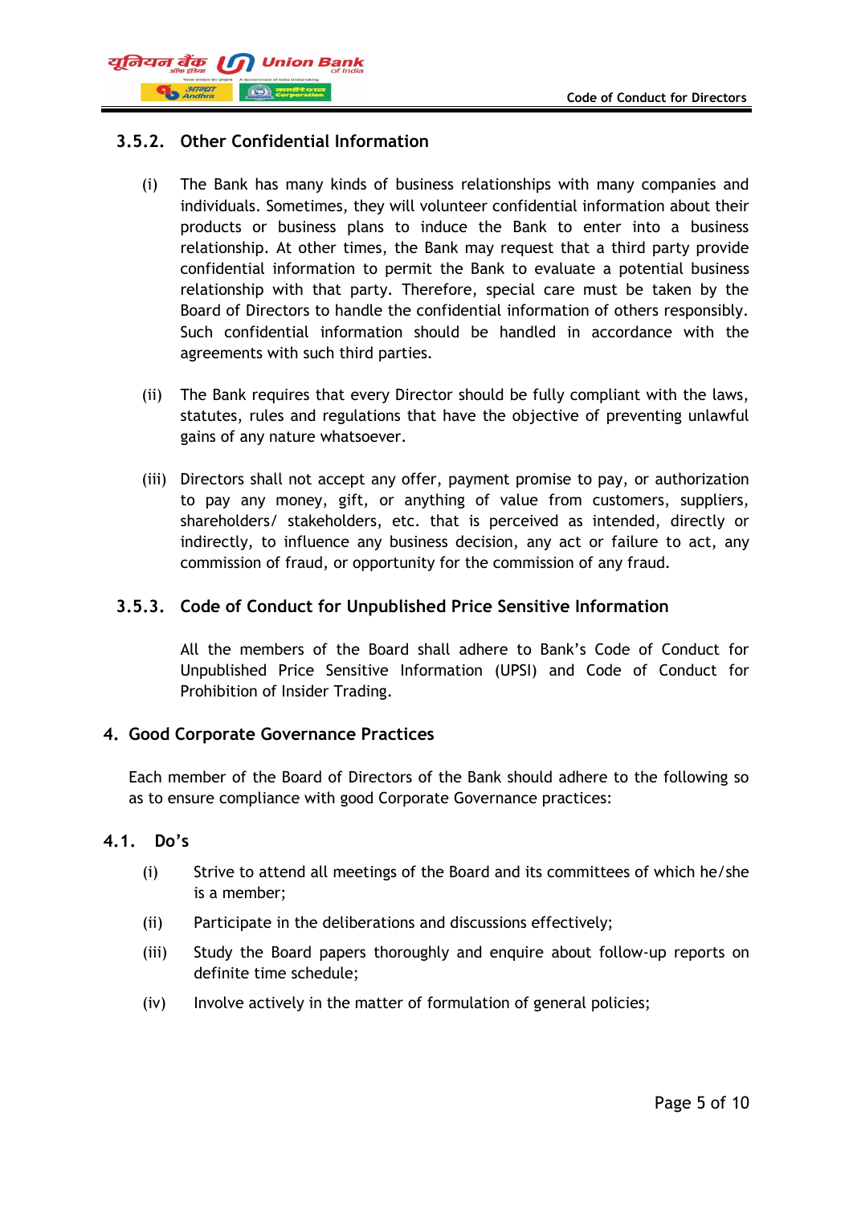### 3.5.2. Other Confidential Information

(i) The Bank has many kinds of business relationships with many companies and individuals. Sometimes, they will volunteer confidential information about their products or business plans to induce the Bank to enter into a business relationship. At other times, the Bank may request that a third party provide confidential information to permit the Bank to evaluate a potential business relationship with that party. Therefore, special care must be taken by the Board of Directors to handle the confidential information of others responsibly. Such confidential information should be handled in accordance with the agreements with such third parties.

(ii) The Bank requires that every Director should be fully compliant with the laws, statutes, rules and regulations that have the objective of preventing unlawful gains of any nature whatsoever.

(iii) Directors shall not accept any offer, payment promise to pay, or authorization to pay any money, gift, or anything of value from customers, suppliers, shareholders/ stakeholders, etc. that is perceived as intended, directly or indirectly, to influence any business decision, any act or failure to act, any commission of fraud, or opportunity for the commission of any fraud.

### 3.5.3. Code of Conduct for Unpublished Price Sensitive Information

All the members of the Board shall adhere to Bank's Code of Conduct for Unpublished Price Sensitive Information (UPSI) and Code of Conduct for Prohibition of Insider Trading.

## 4. Good Corporate Governance Practices

Each member of the Board of Directors of the Bank should adhere to the following so as to ensure compliance with good Corporate Governance practices:

### 4.1. Do's

(i) Strive to attend all meetings of the Board and its committees of which he/she is a member;

(ii) Participate in the deliberations and discussions effectively;

(iii) Study the Board papers thoroughly and enquire about follow-up reports on definite time schedule;

(iv) Involve actively in the matter of formulation of general policies;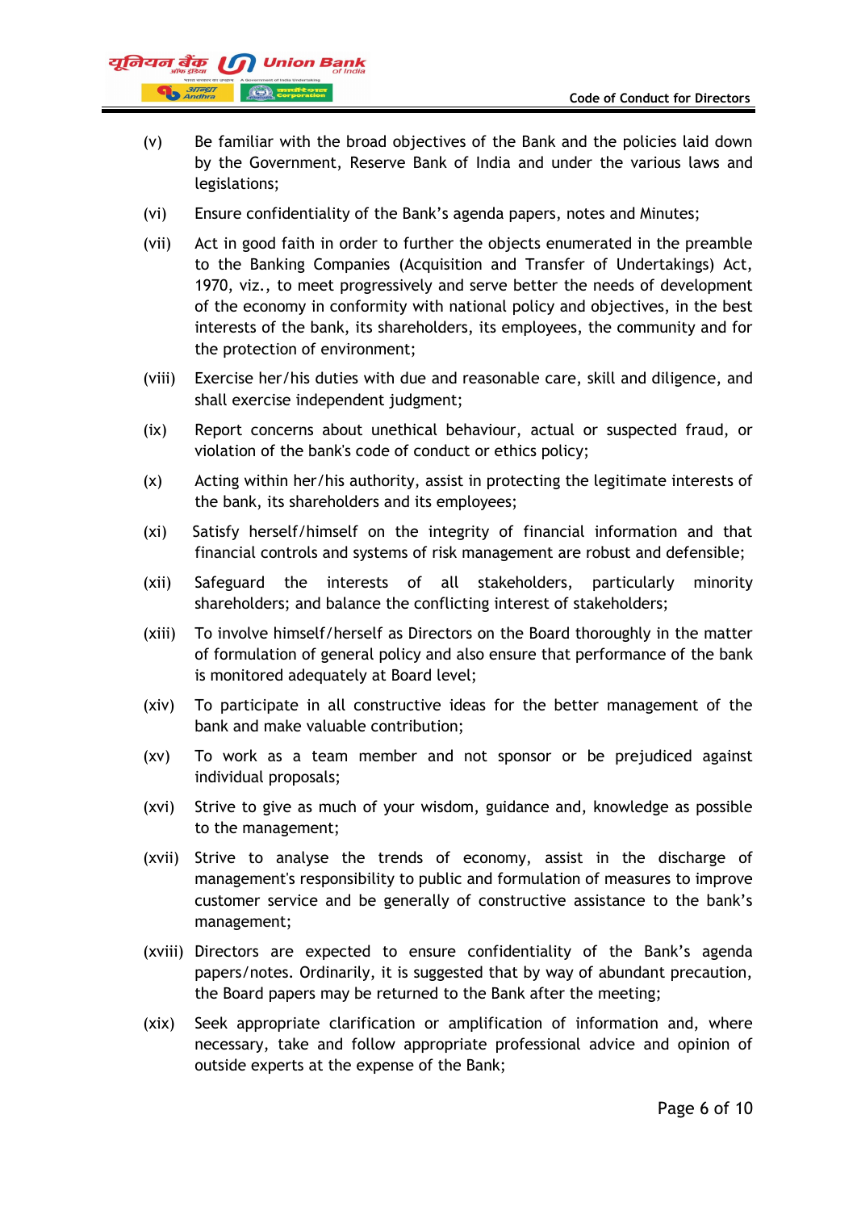(v) Be familiar with the broad objectives of the Bank and the policies laid down by the Government, Reserve Bank of India and under the various laws and legislations;

(vi) Ensure confidentiality of the Bank's agenda papers, notes and Minutes;

(vii) Act in good faith in order to further the objects enumerated in the preamble to the Banking Companies (Acquisition and Transfer of Undertakings) Act, 1970, viz., to meet progressively and serve better the needs of development of the economy in conformity with national policy and objectives, in the best interests of the bank, its shareholders, its employees, the community and for the protection of environment;

(viii) Exercise her/his duties with due and reasonable care, skill and diligence, and shall exercise independent judgment;

(ix) Report concerns about unethical behaviour, actual or suspected fraud, or violation of the bank's code of conduct or ethics policy;

(x) Acting within her/his authority, assist in protecting the legitimate interests of the bank, its shareholders and its employees;

(xi) Satisfy herself/himself on the integrity of financial information and that financial controls and systems of risk management are robust and defensible;

(xii) Safeguard the interests of all stakeholders, particularly minority shareholders; and balance the conflicting interest of stakeholders;

(xiii) To involve himself/herself as Directors on the Board thoroughly in the matter of formulation of general policy and also ensure that performance of the bank is monitored adequately at Board level;

(xiv) To participate in all constructive ideas for the better management of the bank and make valuable contribution;

(xv) To work as a team member and not sponsor or be prejudiced against individual proposals;

(xvi) Strive to give as much of your wisdom, guidance and, knowledge as possible to the management;

(xvii) Strive to analyse the trends of economy, assist in the discharge of management's responsibility to public and formulation of measures to improve customer service and be generally of constructive assistance to the bank's management;

(xviii) Directors are expected to ensure confidentiality of the Bank's agenda papers/notes. Ordinarily, it is suggested that by way of abundant precaution, the Board papers may be returned to the Bank after the meeting;

(xix) Seek appropriate clarification or amplification of information and, where necessary, take and follow appropriate professional advice and opinion of outside experts at the expense of the Bank;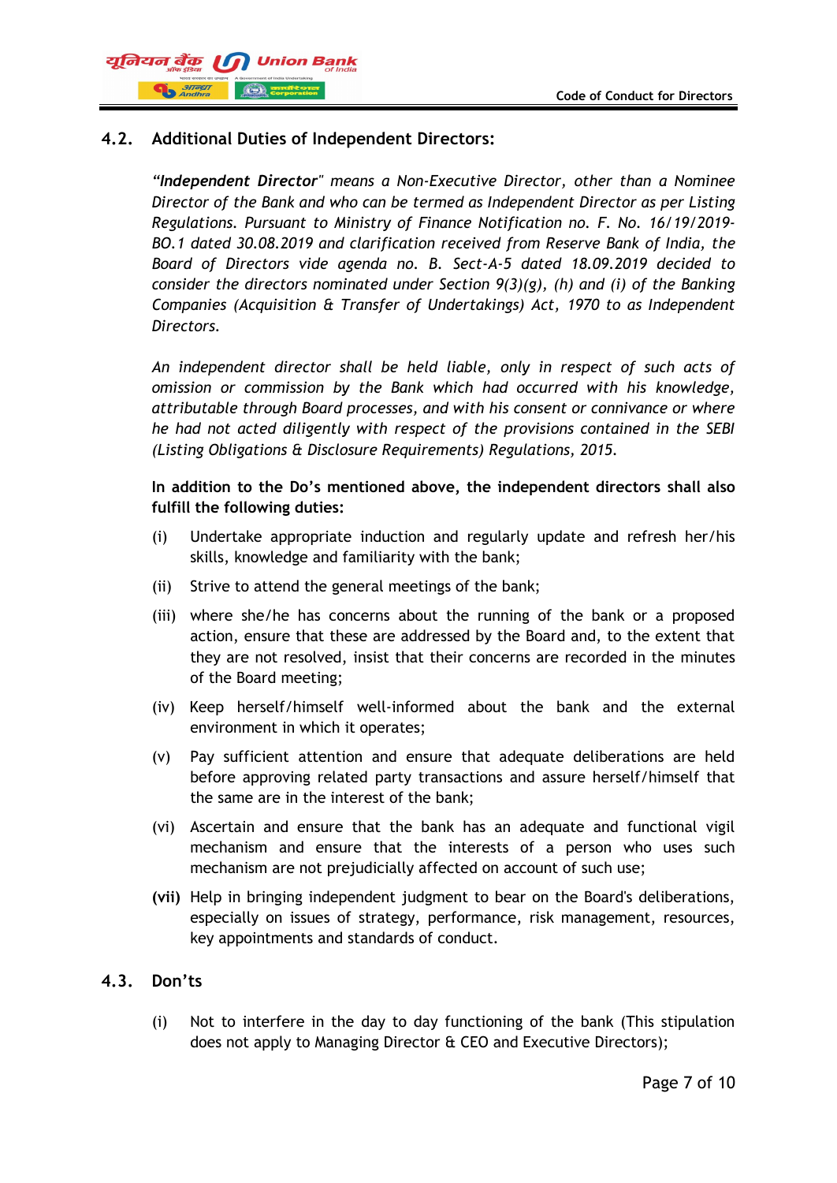## 4.2. Additional Duties of Independent Directors:

*"**Independent Director**" means a Non-Executive Director, other than a Nominee Director of the Bank and who can be termed as Independent Director as per Listing Regulations. Pursuant to Ministry of Finance Notification no. F. No. 16/19/2019-BO.1 dated 30.08.2019 and clarification received from Reserve Bank of India, the Board of Directors vide agenda no. B. Sect-A-5 dated 18.09.2019 decided to consider the directors nominated under Section 9(3)(g), (h) and (i) of the Banking Companies (Acquisition & Transfer of Undertakings) Act, 1970 to as Independent Directors.*

*An independent director shall be held liable, only in respect of such acts of omission or commission by the Bank which had occurred with his knowledge, attributable through Board processes, and with his consent or connivance or where he had not acted diligently with respect of the provisions contained in the SEBI (Listing Obligations & Disclosure Requirements) Regulations, 2015.*

**In addition to the Do's mentioned above, the independent directors shall also fulfill the following duties:**

(i) Undertake appropriate induction and regularly update and refresh her/his skills, knowledge and familiarity with the bank;

(ii) Strive to attend the general meetings of the bank;

(iii) where she/he has concerns about the running of the bank or a proposed action, ensure that these are addressed by the Board and, to the extent that they are not resolved, insist that their concerns are recorded in the minutes of the Board meeting;

(iv) Keep herself/himself well-informed about the bank and the external environment in which it operates;

(v) Pay sufficient attention and ensure that adequate deliberations are held before approving related party transactions and assure herself/himself that the same are in the interest of the bank;

(vi) Ascertain and ensure that the bank has an adequate and functional vigil mechanism and ensure that the interests of a person who uses such mechanism are not prejudicially affected on account of such use;

**(vii)** Help in bringing independent judgment to bear on the Board's deliberations, especially on issues of strategy, performance, risk management, resources, key appointments and standards of conduct.

## 4.3. Don'ts

(i) Not to interfere in the day to day functioning of the bank (This stipulation does not apply to Managing Director & CEO and Executive Directors);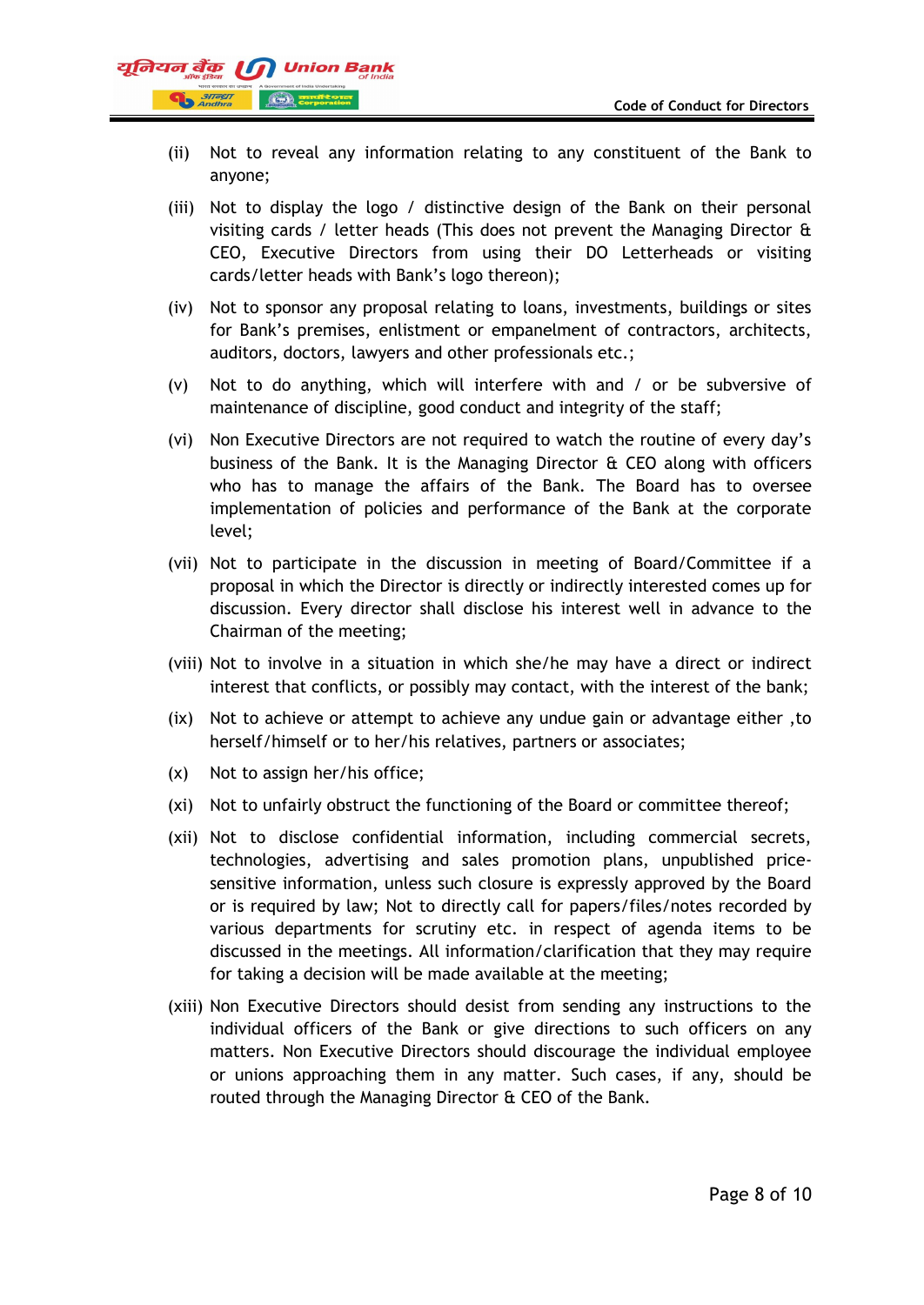(ii) Not to reveal any information relating to any constituent of the Bank to anyone;

(iii) Not to display the logo / distinctive design of the Bank on their personal visiting cards / letter heads (This does not prevent the Managing Director & CEO, Executive Directors from using their DO Letterheads or visiting cards/letter heads with Bank's logo thereon);

(iv) Not to sponsor any proposal relating to loans, investments, buildings or sites for Bank's premises, enlistment or empanelment of contractors, architects, auditors, doctors, lawyers and other professionals etc.;

(v) Not to do anything, which will interfere with and / or be subversive of maintenance of discipline, good conduct and integrity of the staff;

(vi) Non Executive Directors are not required to watch the routine of every day's business of the Bank. It is the Managing Director & CEO along with officers who has to manage the affairs of the Bank. The Board has to oversee implementation of policies and performance of the Bank at the corporate level;

(vii) Not to participate in the discussion in meeting of Board/Committee if a proposal in which the Director is directly or indirectly interested comes up for discussion. Every director shall disclose his interest well in advance to the Chairman of the meeting;

(viii) Not to involve in a situation in which she/he may have a direct or indirect interest that conflicts, or possibly may contact, with the interest of the bank;

(ix) Not to achieve or attempt to achieve any undue gain or advantage either ,to herself/himself or to her/his relatives, partners or associates;

(x) Not to assign her/his office;

(xi) Not to unfairly obstruct the functioning of the Board or committee thereof;

(xii) Not to disclose confidential information, including commercial secrets, technologies, advertising and sales promotion plans, unpublished price-sensitive information, unless such closure is expressly approved by the Board or is required by law; Not to directly call for papers/files/notes recorded by various departments for scrutiny etc. in respect of agenda items to be discussed in the meetings. All information/clarification that they may require for taking a decision will be made available at the meeting;

(xiii) Non Executive Directors should desist from sending any instructions to the individual officers of the Bank or give directions to such officers on any matters. Non Executive Directors should discourage the individual employee or unions approaching them in any matter. Such cases, if any, should be routed through the Managing Director & CEO of the Bank.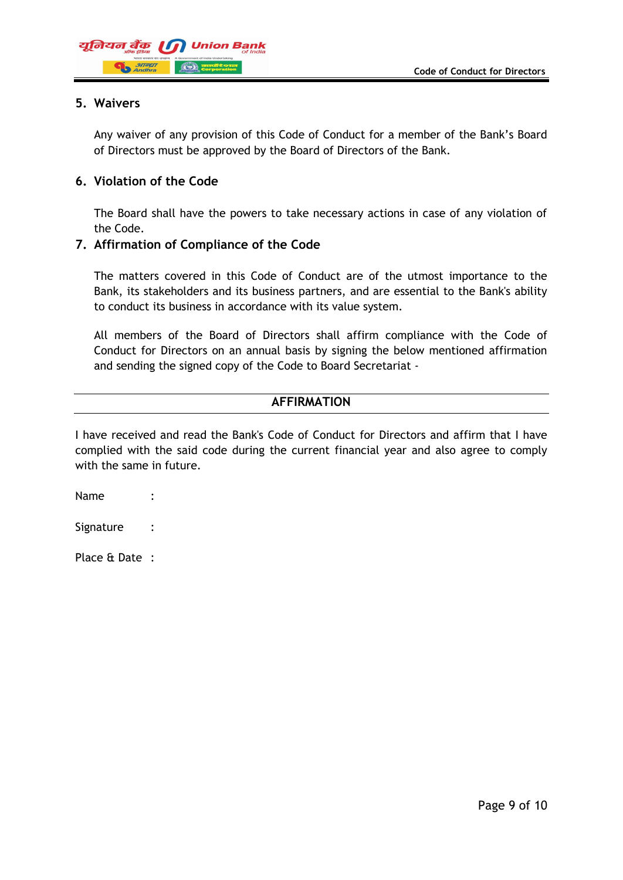## 5. Waivers

Any waiver of any provision of this Code of Conduct for a member of the Bank's Board of Directors must be approved by the Board of Directors of the Bank.

## 6. Violation of the Code

The Board shall have the powers to take necessary actions in case of any violation of the Code.

## 7. Affirmation of Compliance of the Code

The matters covered in this Code of Conduct are of the utmost importance to the Bank, its stakeholders and its business partners, and are essential to the Bank's ability to conduct its business in accordance with its value system.

All members of the Board of Directors shall affirm compliance with the Code of Conduct for Directors on an annual basis by signing the below mentioned affirmation and sending the signed copy of the Code to Board Secretariat -

---

**AFFIRMATION**

---

I have received and read the Bank's Code of Conduct for Directors and affirm that I have complied with the said code during the current financial year and also agree to comply with the same in future.

Name :

Signature :

Place & Date :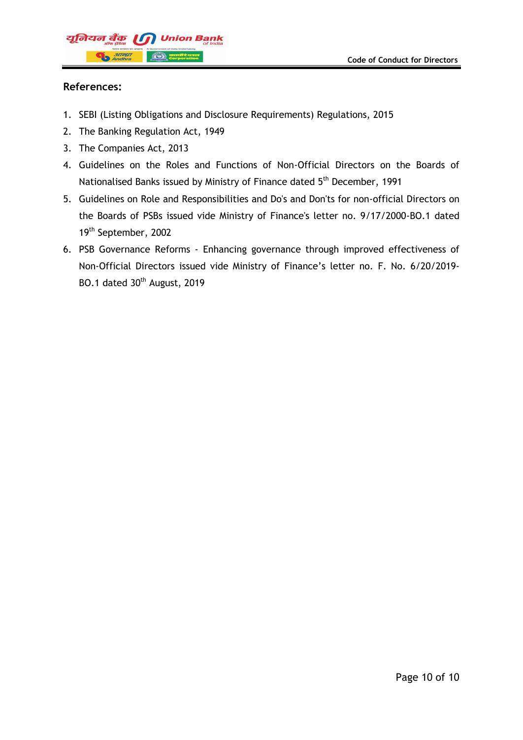## References:

1. SEBI (Listing Obligations and Disclosure Requirements) Regulations, 2015
2. The Banking Regulation Act, 1949
3. The Companies Act, 2013
4. Guidelines on the Roles and Functions of Non-Official Directors on the Boards of Nationalised Banks issued by Ministry of Finance dated 5th December, 1991
5. Guidelines on Role and Responsibilities and Do's and Don'ts for non-official Directors on the Boards of PSBs issued vide Ministry of Finance's letter no. 9/17/2000-BO.1 dated 19th September, 2002
6. PSB Governance Reforms - Enhancing governance through improved effectiveness of Non-Official Directors issued vide Ministry of Finance's letter no. F. No. 6/20/2019-BO.1 dated 30th August, 2019